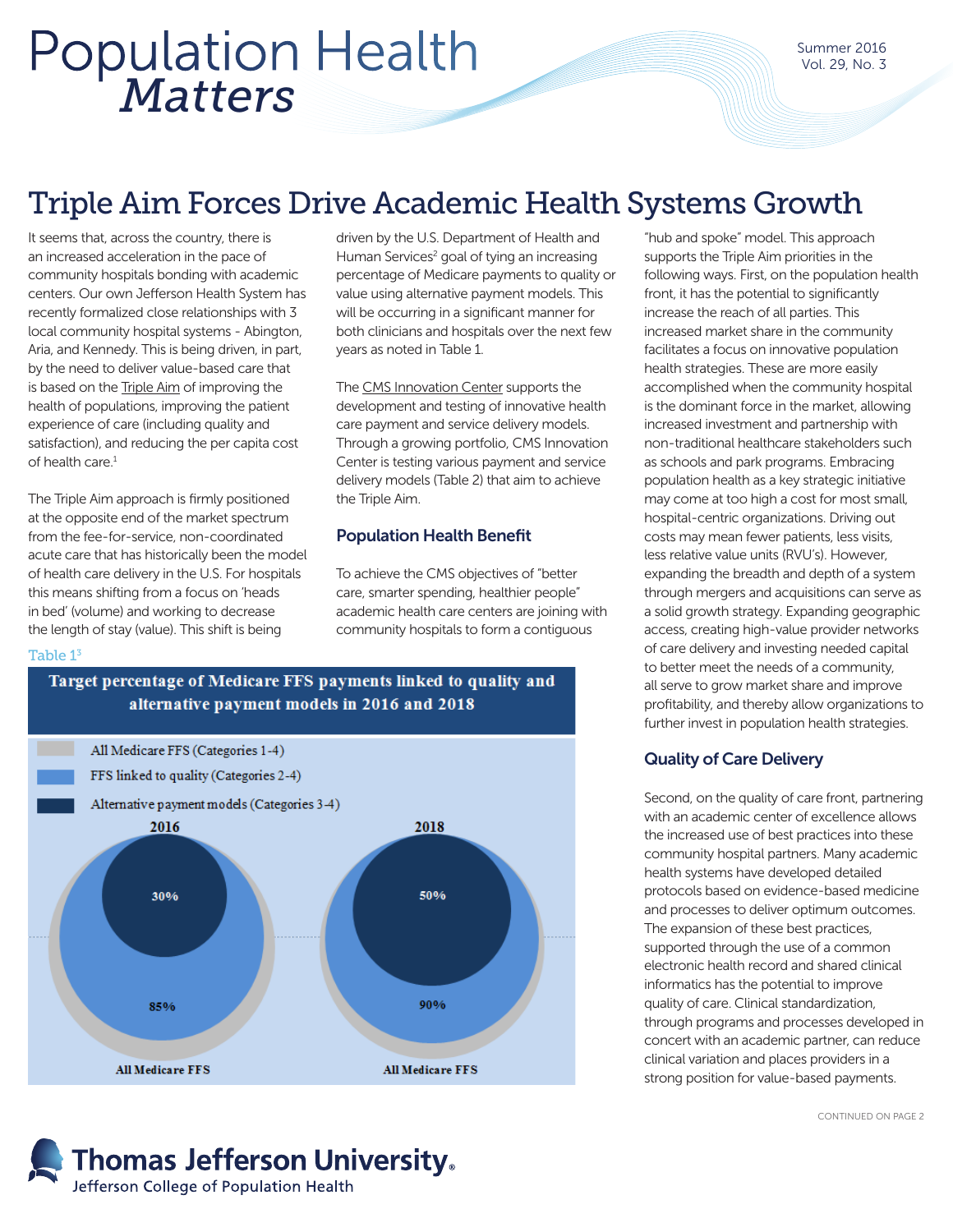# Population Health *Matters*

# Triple Aim Forces Drive Academic Health Systems Growth

It seems that, across the country, there is an increased acceleration in the pace of community hospitals bonding with academic centers. Our own Jefferson Health System has recently formalized close relationships with 3 local community hospital systems - Abington, Aria, and Kennedy. This is being driven, in part, by the need to deliver value-based care that is based on the Triple Aim of improving the health of populations, improving the patient experience of care (including quality and satisfaction), and reducing the per capita cost of health care.[1]

The Triple Aim approach is firmly positioned at the opposite end of the market spectrum from the fee-for-service, non-coordinated acute care that has historically been the model of health care delivery in the U.S. For hospitals this means shifting from a focus on 'heads in bed' (volume) and working to decrease the length of stay (value). This shift is being driven by the U.S. Department of Health and Human Services[2] goal of tying an increasing percentage of Medicare payments to quality or value using alternative payment models. This will be occurring in a significant manner for both clinicians and hospitals over the next few years as noted in Table 1.

The CMS Innovation Center supports the development and testing of innovative health care payment and service delivery models. Through a growing portfolio, CMS Innovation Center is testing various payment and service delivery models (Table 2) that aim to achieve the Triple Aim.

## Population Health Benefit

To achieve the CMS objectives of "better care, smarter spending, healthier people" academic health care centers are joining with community hospitals to form a contiguous "hub and spoke" model. This approach supports the Triple Aim priorities in the following ways. First, on the population health front, it has the potential to significantly increase the reach of all parties. This increased market share in the community facilitates a focus on innovative population health strategies. These are more easily accomplished when the community hospital is the dominant force in the market, allowing increased investment and partnership with non-traditional healthcare stakeholders such as schools and park programs. Embracing population health as a key strategic initiative may come at too high a cost for most small, hospital-centric organizations. Driving out costs may mean fewer patients, less visits, less relative value units (RVU's). However, expanding the breadth and depth of a system through mergers and acquisitions can serve as a solid growth strategy. Expanding geographic access, creating high-value provider networks of care delivery and investing needed capital to better meet the needs of a community, all serve to grow market share and improve profitability, and thereby allow organizations to further invest in population health strategies.

## Quality of Care Delivery

Second, on the quality of care front, partnering with an academic center of excellence allows the increased use of best practices into these community hospital partners. Many academic health systems have developed detailed protocols based on evidence-based medicine and processes to deliver optimum outcomes. The expansion of these best practices, supported through the use of a common electronic health record and shared clinical informatics has the potential to improve quality of care. Clinical standardization, through programs and processes developed in concert with an academic partner, can reduce clinical variation and places providers in a strong position for value-based payments.

CONTINUED ON PAGE 2

Table 1[3]

**Target percentage of Medicare FFS payments linked to quality and alternative payment models in 2016 and 2018**

| | 2016 | 2018 |
|---|---|---|
| All Medicare FFS (Categories 1-4) | All Medicare FFS | All Medicare FFS |
| FFS linked to quality (Categories 2-4) | 85% | 90% |
| Alternative payment models (Categories 3-4) | 30% | 50% |

Thomas Jefferson University
Jefferson College of Population Health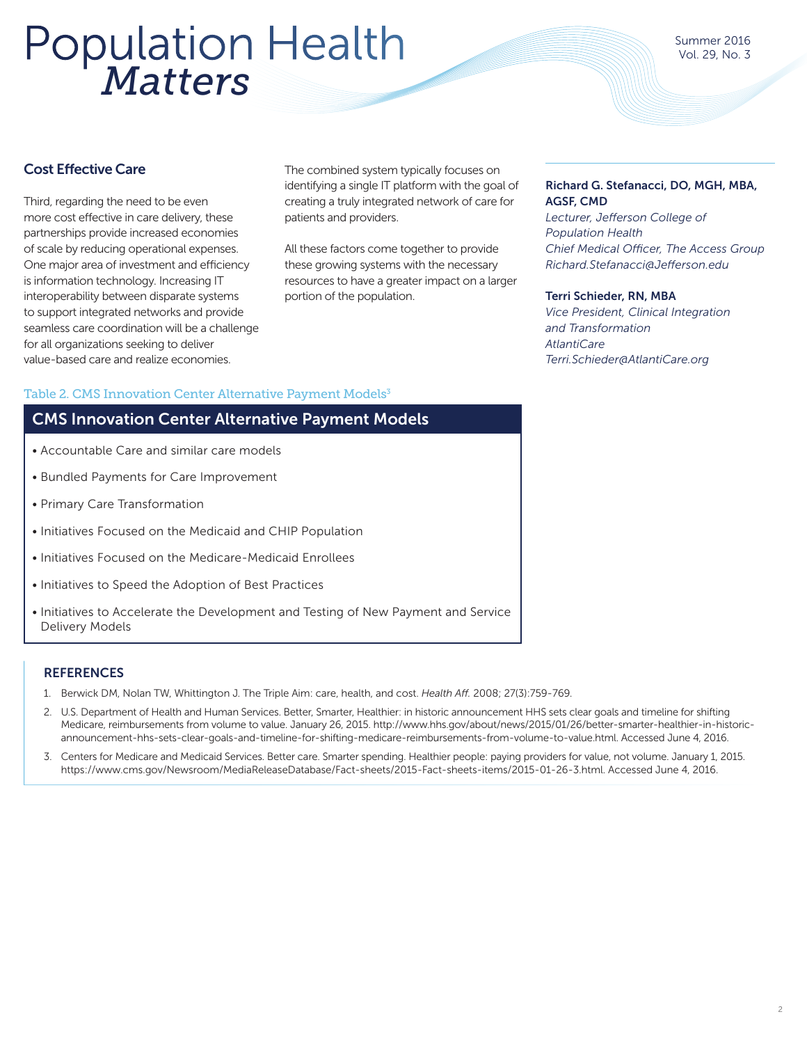## Cost Effective Care

Third, regarding the need to be even more cost effective in care delivery, these partnerships provide increased economies of scale by reducing operational expenses. One major area of investment and efficiency is information technology. Increasing IT interoperability between disparate systems to support integrated networks and provide seamless care coordination will be a challenge for all organizations seeking to deliver value-based care and realize economies.

The combined system typically focuses on identifying a single IT platform with the goal of creating a truly integrated network of care for patients and providers.

All these factors come together to provide these growing systems with the necessary resources to have a greater impact on a larger portion of the population.

**Richard G. Stefanacci, DO, MGH, MBA, AGSF, CMD**
*Lecturer, Jefferson College of Population Health*
*Chief Medical Officer, The Access Group*
*Richard.Stefanacci@Jefferson.edu*

**Terri Schieder, RN, MBA**
*Vice President, Clinical Integration and Transformation*
*AtlantiCare*
*Terri.Schieder@AtlantiCare.org*

Table 2. CMS Innovation Center Alternative Payment Models[3]

| CMS Innovation Center Alternative Payment Models |
| --- |
| • Accountable Care and similar care models |
| • Bundled Payments for Care Improvement |
| • Primary Care Transformation |
| • Initiatives Focused on the Medicaid and CHIP Population |
| • Initiatives Focused on the Medicare-Medicaid Enrollees |
| • Initiatives to Speed the Adoption of Best Practices |
| • Initiatives to Accelerate the Development and Testing of New Payment and Service Delivery Models |

### REFERENCES

1. Berwick DM, Nolan TW, Whittington J. The Triple Aim: care, health, and cost. *Health Aff.* 2008; 27(3):759-769.
2. U.S. Department of Health and Human Services. Better, Smarter, Healthier: in historic announcement HHS sets clear goals and timeline for shifting Medicare, reimbursements from volume to value. January 26, 2015. http://www.hhs.gov/about/news/2015/01/26/better-smarter-healthier-in-historic-announcement-hhs-sets-clear-goals-and-timeline-for-shifting-medicare-reimbursements-from-volume-to-value.html. Accessed June 4, 2016.
3. Centers for Medicare and Medicaid Services. Better care. Smarter spending. Healthier people: paying providers for value, not volume. January 1, 2015. https://www.cms.gov/Newsroom/MediaReleaseDatabase/Fact-sheets/2015-Fact-sheets-items/2015-01-26-3.html. Accessed June 4, 2016.